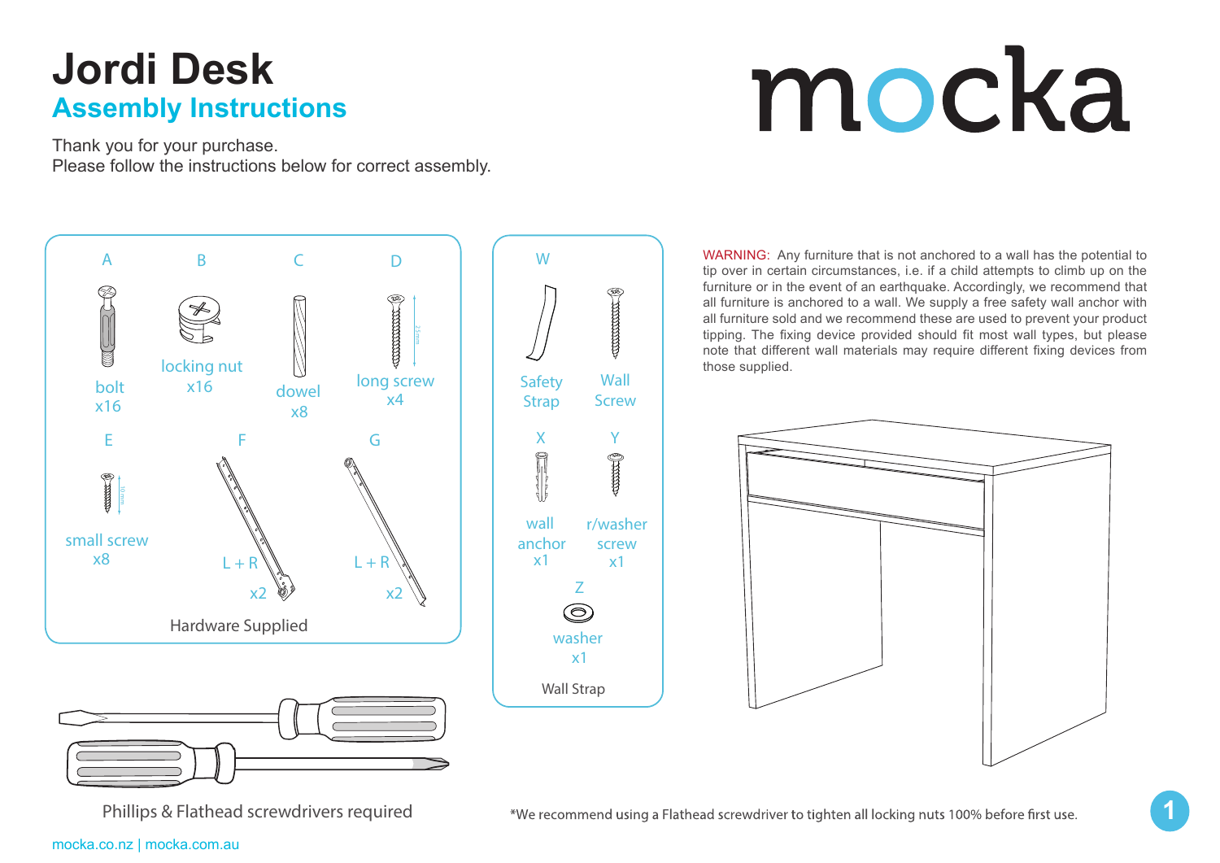# Jordi Desk

## Assembly Instructions

mocka

Thank you for your purchase.
Please follow the instructions below for correct assembly.

### Hardware Supplied

| Code | Item | Qty |
|---|---|---|
| A | bolt | x16 |
| B | locking nut | x16 |
| C | dowel | x8 |
| D | long screw (25mm) | x4 |
| E | small screw (10mm) | x8 |
| F | L + R | x2 |
| G | L + R | x2 |

### Wall Strap

| Code | Item | Qty |
|---|---|---|
| W | Safety Strap | |
| | Wall Screw | |
| X | wall anchor | x1 |
| Y | r/washer screw | x1 |
| Z | washer | x1 |

WARNING: Any furniture that is not anchored to a wall has the potential to tip over in certain circumstances, i.e. if a child attempts to climb up on the furniture or in the event of an earthquake. Accordingly, we recommend that all furniture is anchored to a wall. We supply a free safety wall anchor with all furniture sold and we recommend these are used to prevent your product tipping. The fixing device provided should fit most wall types, but please note that different wall materials may require different fixing devices from those supplied.

Phillips & Flathead screwdrivers required

*We recommend using a Flathead screwdriver to tighten all locking nuts 100% before first use.

mocka.co.nz | mocka.com.au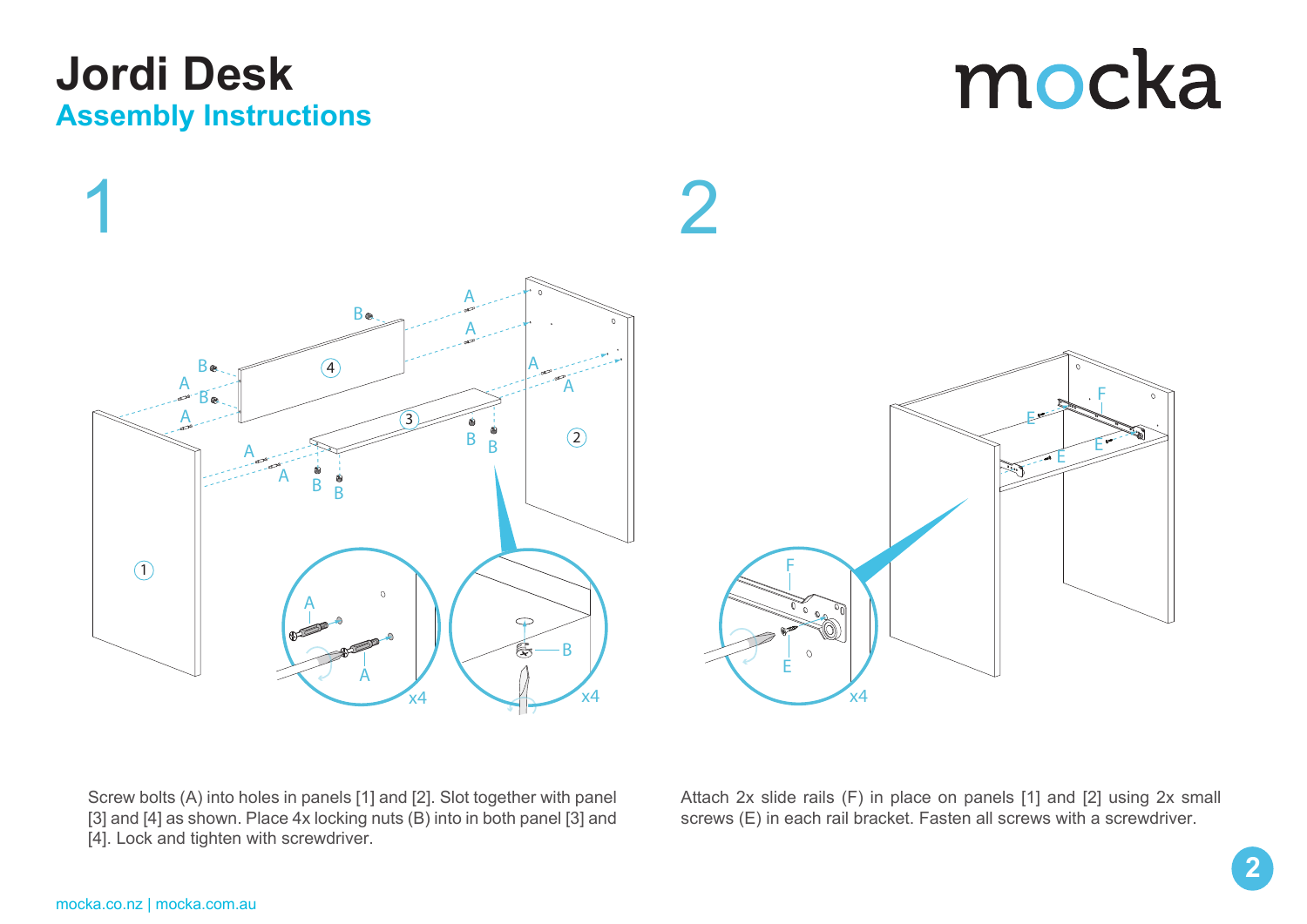# Jordi Desk

## Assembly Instructions

mocka

## 1

Screw bolts (A) into holes in panels [1] and [2]. Slot together with panel [3] and [4] as shown. Place 4x locking nuts (B) into in both panel [3] and [4]. Lock and tighten with screwdriver.

## 2

Attach 2x slide rails (F) in place on panels [1] and [2] using 2x small screws (E) in each rail bracket. Fasten all screws with a screwdriver.

mocka.co.nz | mocka.com.au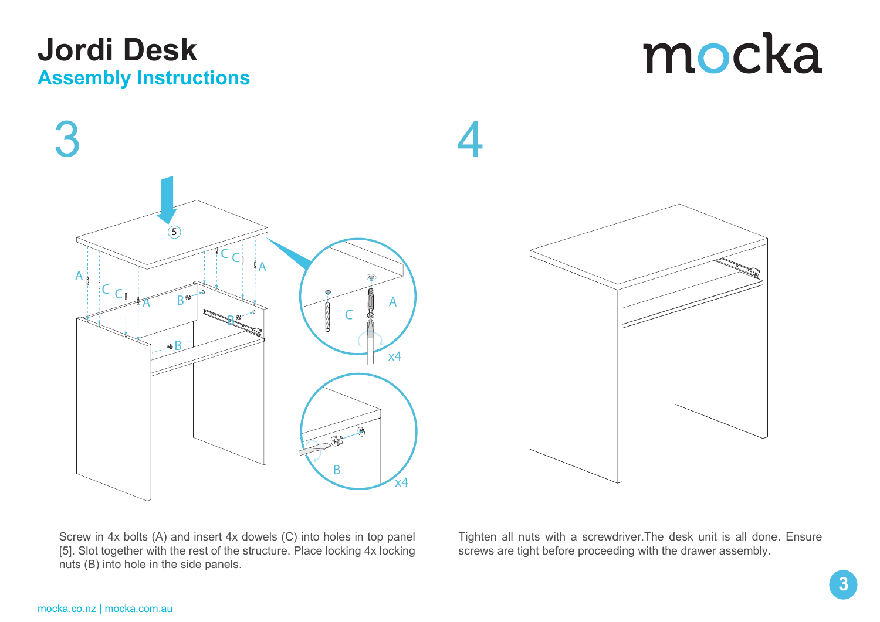# Jordi Desk

## Assembly Instructions

mocka

### 3

Screw in 4x bolts (A) and insert 4x dowels (C) into holes in top panel [5]. Slot together with the rest of the structure. Place locking 4x locking nuts (B) into hole in the side panels.

### 4

Tighten all nuts with a screwdriver.The desk unit is all done. Ensure screws are tight before proceeding with the drawer assembly.

mocka.co.nz | mocka.com.au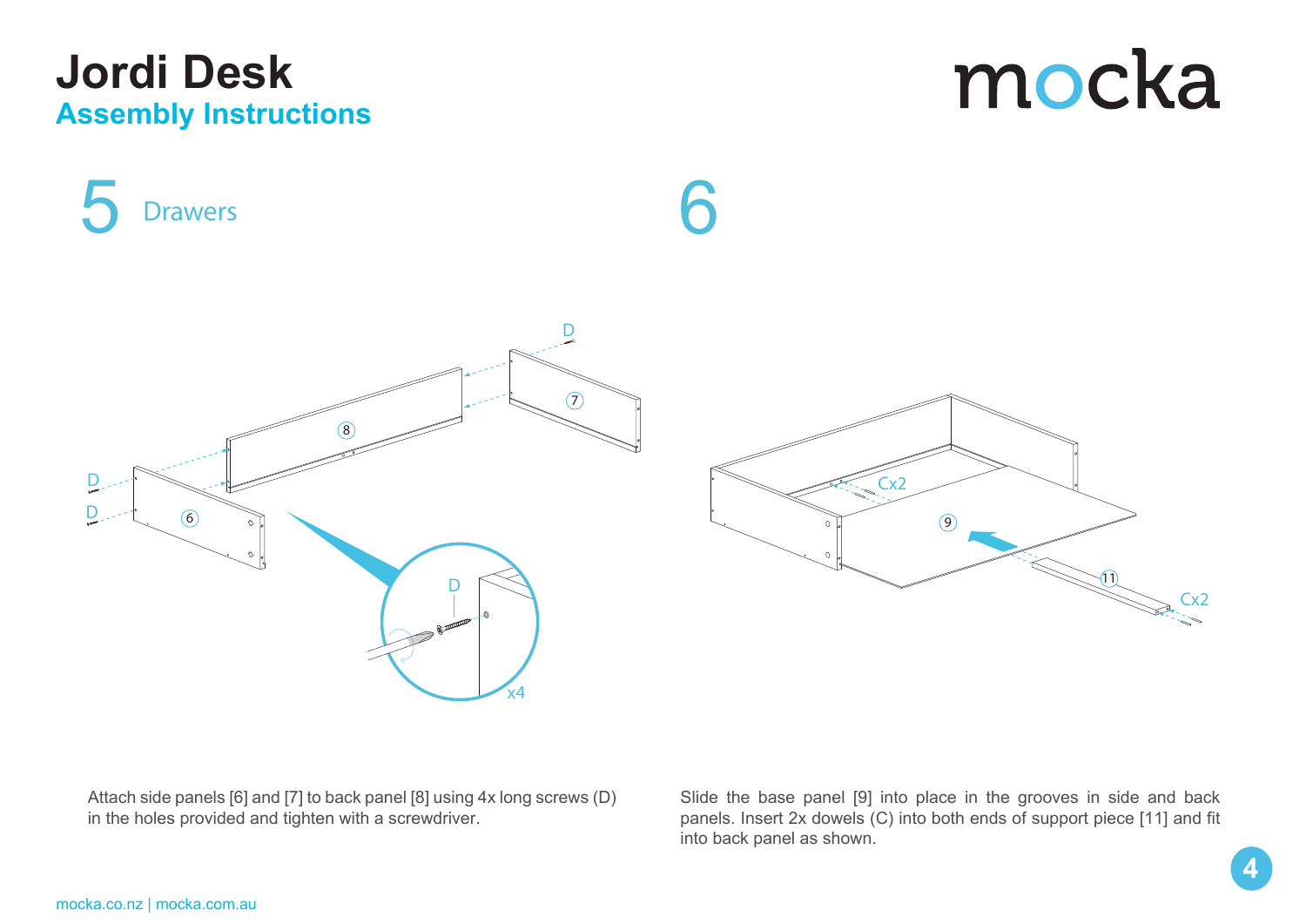# Jordi Desk

## Assembly Instructions

## 5 Drawers

Attach side panels [6] and [7] to back panel [8] using 4x long screws (D) in the holes provided and tighten with a screwdriver.

## 6

Slide the base panel [9] into place in the grooves in side and back panels. Insert 2x dowels (C) into both ends of support piece [11] and fit into back panel as shown.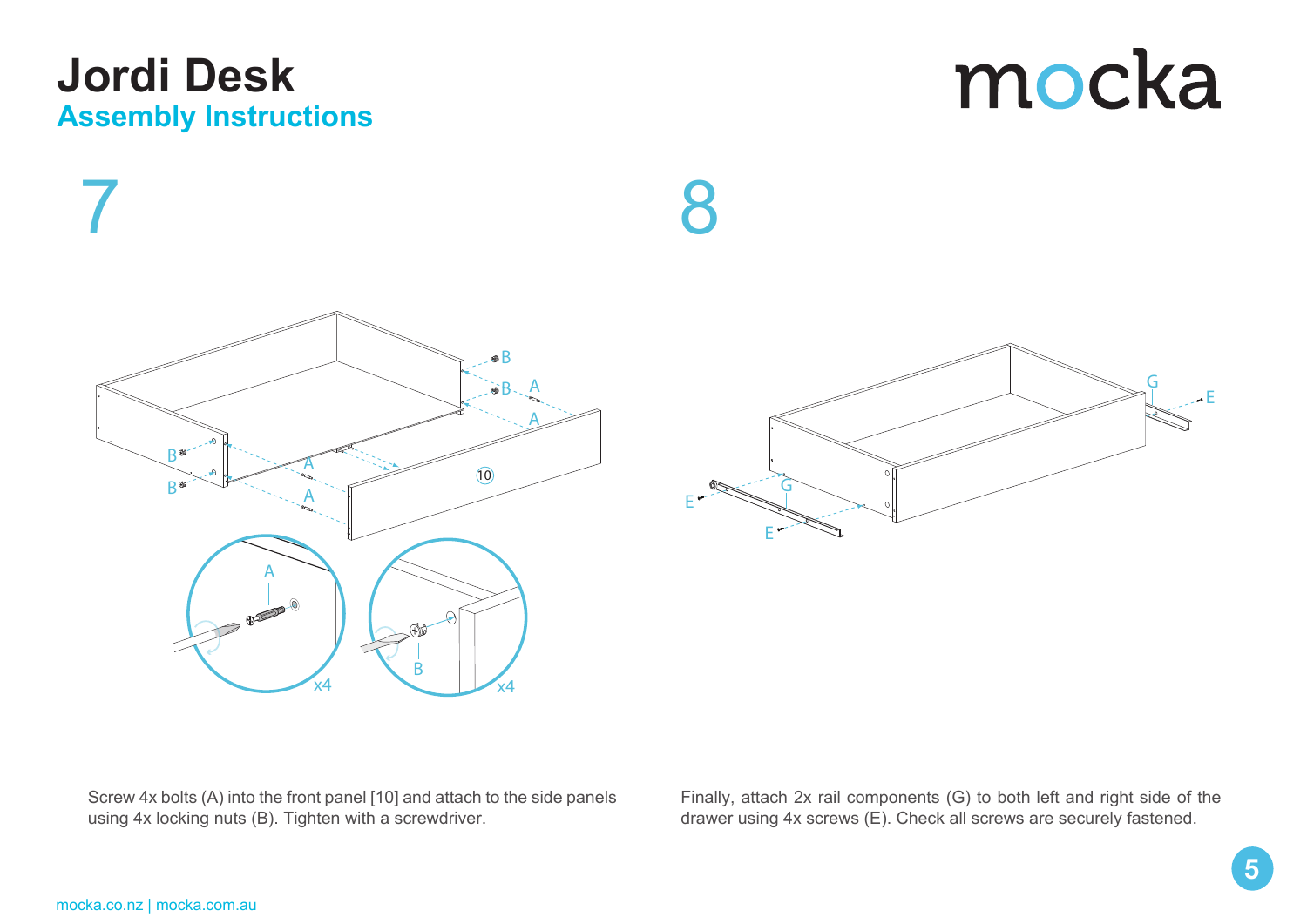## 7

Screw 4x bolts (A) into the front panel [10] and attach to the side panels using 4x locking nuts (B). Tighten with a screwdriver.

## 8

Finally, attach 2x rail components (G) to both left and right side of the drawer using 4x screws (E). Check all screws are securely fastened.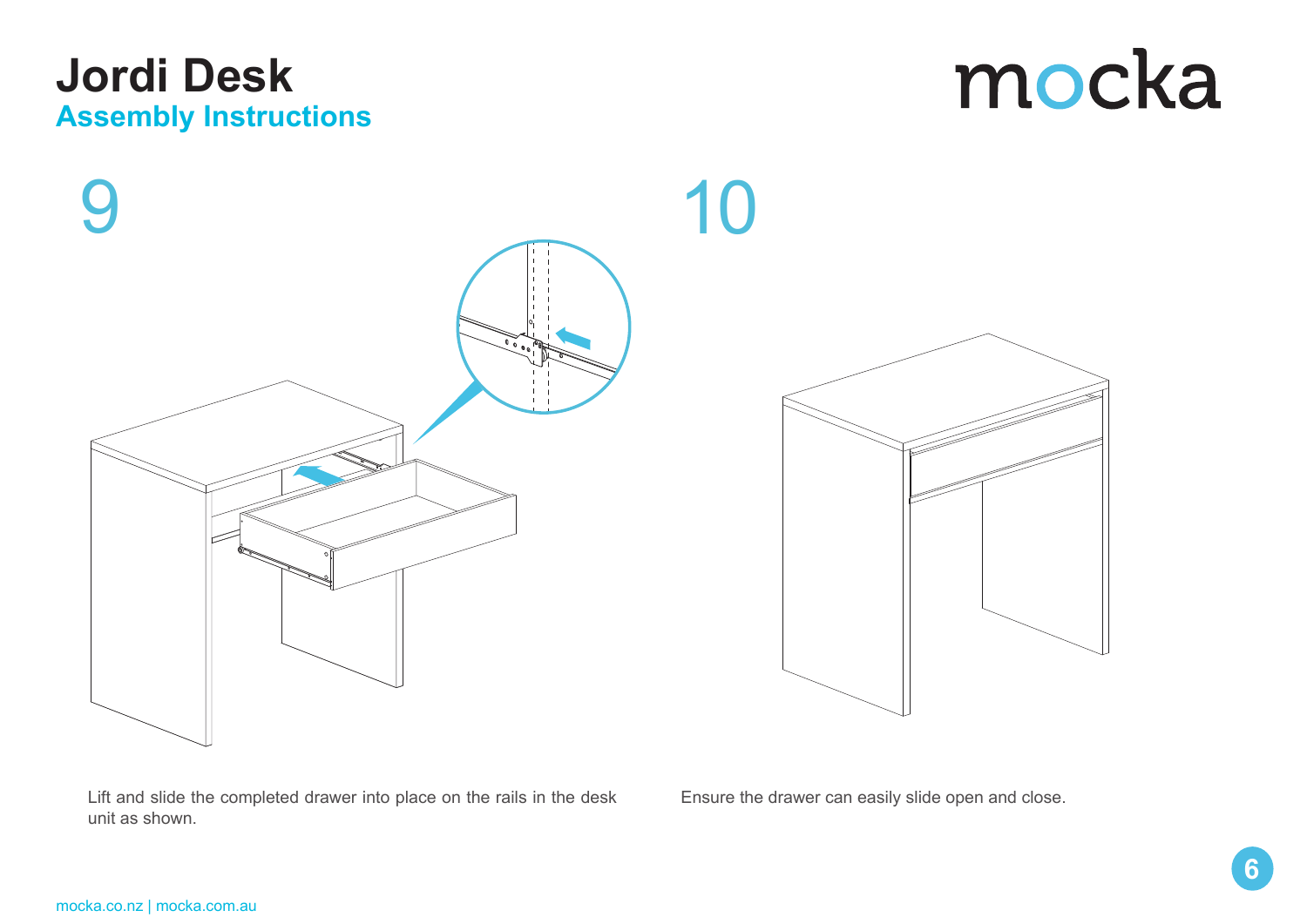# Jordi Desk
## Assembly Instructions

mocka

## 9

Lift and slide the completed drawer into place on the rails in the desk unit as shown.

## 10

Ensure the drawer can easily slide open and close.

mocka.co.nz | mocka.com.au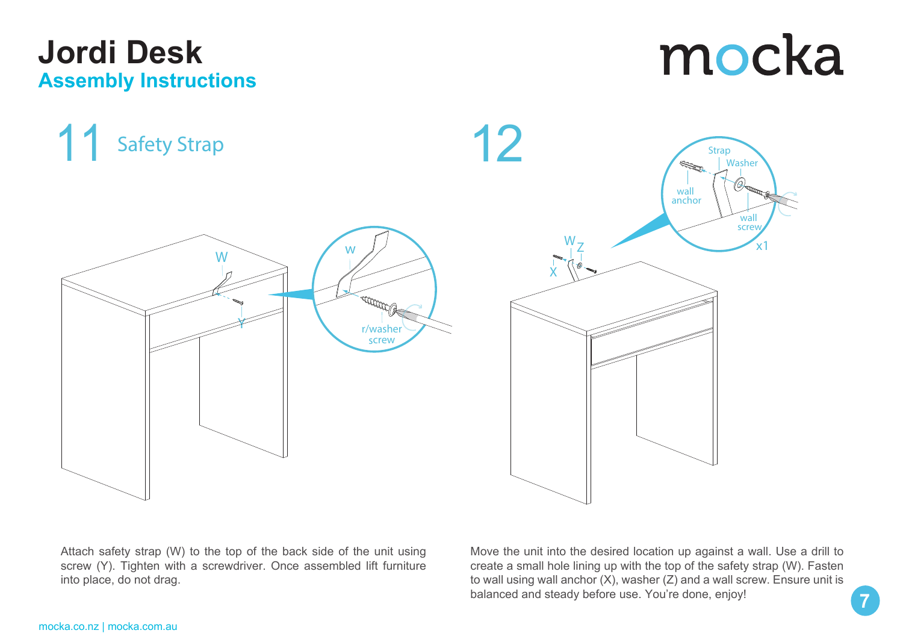# Jordi Desk

## Assembly Instructions

mocka

## 11 Safety Strap

W

Y

W

r/washer screw

Attach safety strap (W) to the top of the back side of the unit using screw (Y). Tighten with a screwdriver. Once assembled lift furniture into place, do not drag.

## 12

Strap

Washer

wall anchor

wall screw

x1

W

Z

X

Move the unit into the desired location up against a wall. Use a drill to create a small hole lining up with the top of the safety strap (W). Fasten to wall using wall anchor (X), washer (Z) and a wall screw. Ensure unit is balanced and steady before use. You're done, enjoy!

mocka.co.nz | mocka.com.au